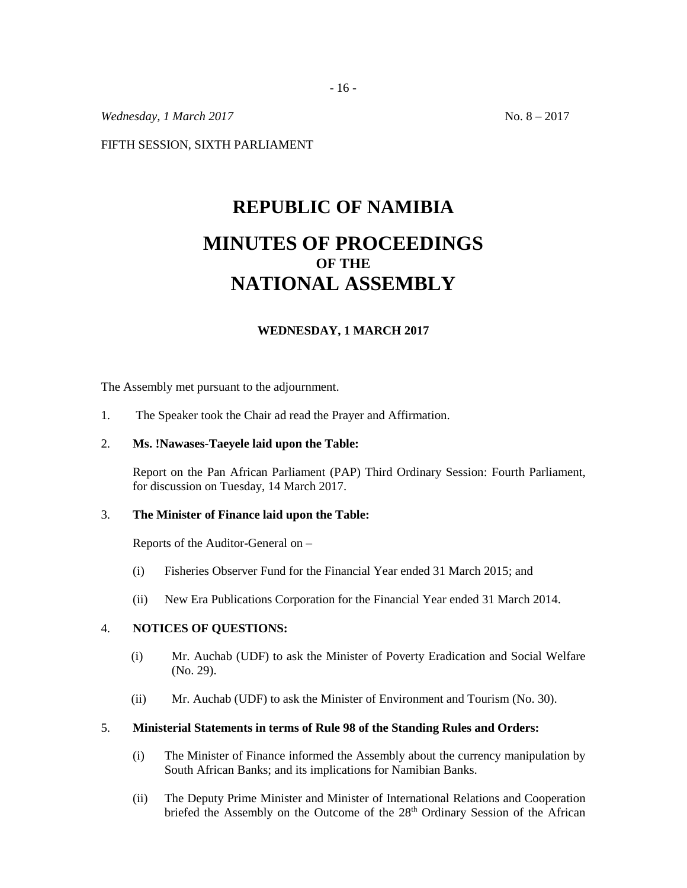*Wednesday, 1 March 2017* No. 8 – 2017

FIFTH SESSION, SIXTH PARLIAMENT

# REPUBLIC OF NAMIBIA

# MINUTES OF PROCEEDINGS
## OF THE
# NATIONAL ASSEMBLY

### WEDNESDAY, 1 MARCH 2017

The Assembly met pursuant to the adjournment.

1. The Speaker took the Chair ad read the Prayer and Affirmation.

2. **Ms. !Nawases-Taeyele laid upon the Table:**

   Report on the Pan African Parliament (PAP) Third Ordinary Session: Fourth Parliament, for discussion on Tuesday, 14 March 2017.

3. **The Minister of Finance laid upon the Table:**

   Reports of the Auditor-General on –

   (i) Fisheries Observer Fund for the Financial Year ended 31 March 2015; and

   (ii) New Era Publications Corporation for the Financial Year ended 31 March 2014.

4. **NOTICES OF QUESTIONS:**

   (i) Mr. Auchab (UDF) to ask the Minister of Poverty Eradication and Social Welfare (No. 29).

   (ii) Mr. Auchab (UDF) to ask the Minister of Environment and Tourism (No. 30).

5. **Ministerial Statements in terms of Rule 98 of the Standing Rules and Orders:**

   (i) The Minister of Finance informed the Assembly about the currency manipulation by South African Banks; and its implications for Namibian Banks.

   (ii) The Deputy Prime Minister and Minister of International Relations and Cooperation briefed the Assembly on the Outcome of the 28th Ordinary Session of the African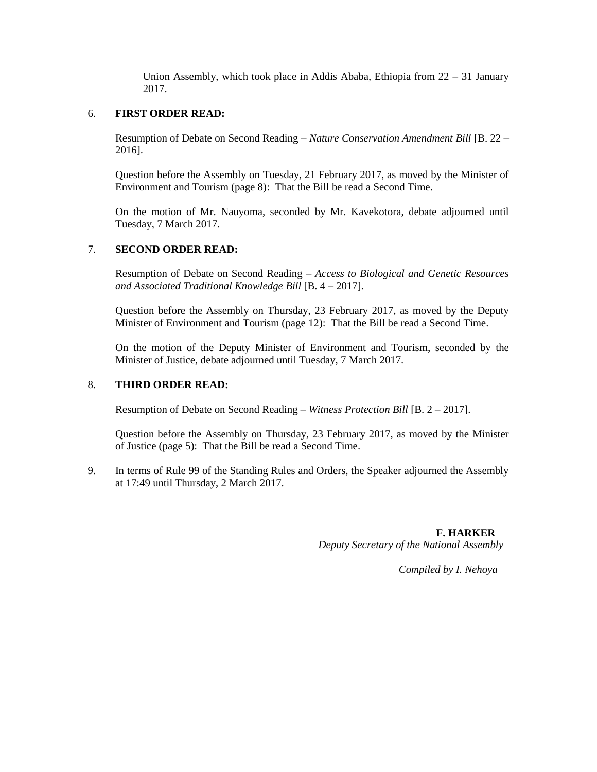Union Assembly, which took place in Addis Ababa, Ethiopia from 22 – 31 January 2017.

6. **FIRST ORDER READ:**

   Resumption of Debate on Second Reading – *Nature Conservation Amendment Bill* [B. 22 – 2016].

   Question before the Assembly on Tuesday, 21 February 2017, as moved by the Minister of Environment and Tourism (page 8): That the Bill be read a Second Time.

   On the motion of Mr. Nauyoma, seconded by Mr. Kavekotora, debate adjourned until Tuesday, 7 March 2017.

7. **SECOND ORDER READ:**

   Resumption of Debate on Second Reading – *Access to Biological and Genetic Resources and Associated Traditional Knowledge Bill* [B. 4 – 2017].

   Question before the Assembly on Thursday, 23 February 2017, as moved by the Deputy Minister of Environment and Tourism (page 12): That the Bill be read a Second Time.

   On the motion of the Deputy Minister of Environment and Tourism, seconded by the Minister of Justice, debate adjourned until Tuesday, 7 March 2017.

8. **THIRD ORDER READ:**

   Resumption of Debate on Second Reading – *Witness Protection Bill* [B. 2 – 2017].

   Question before the Assembly on Thursday, 23 February 2017, as moved by the Minister of Justice (page 5): That the Bill be read a Second Time.

9. In terms of Rule 99 of the Standing Rules and Orders, the Speaker adjourned the Assembly at 17:49 until Thursday, 2 March 2017.

**F. HARKER**
*Deputy Secretary of the National Assembly*

*Compiled by I. Nehoya*